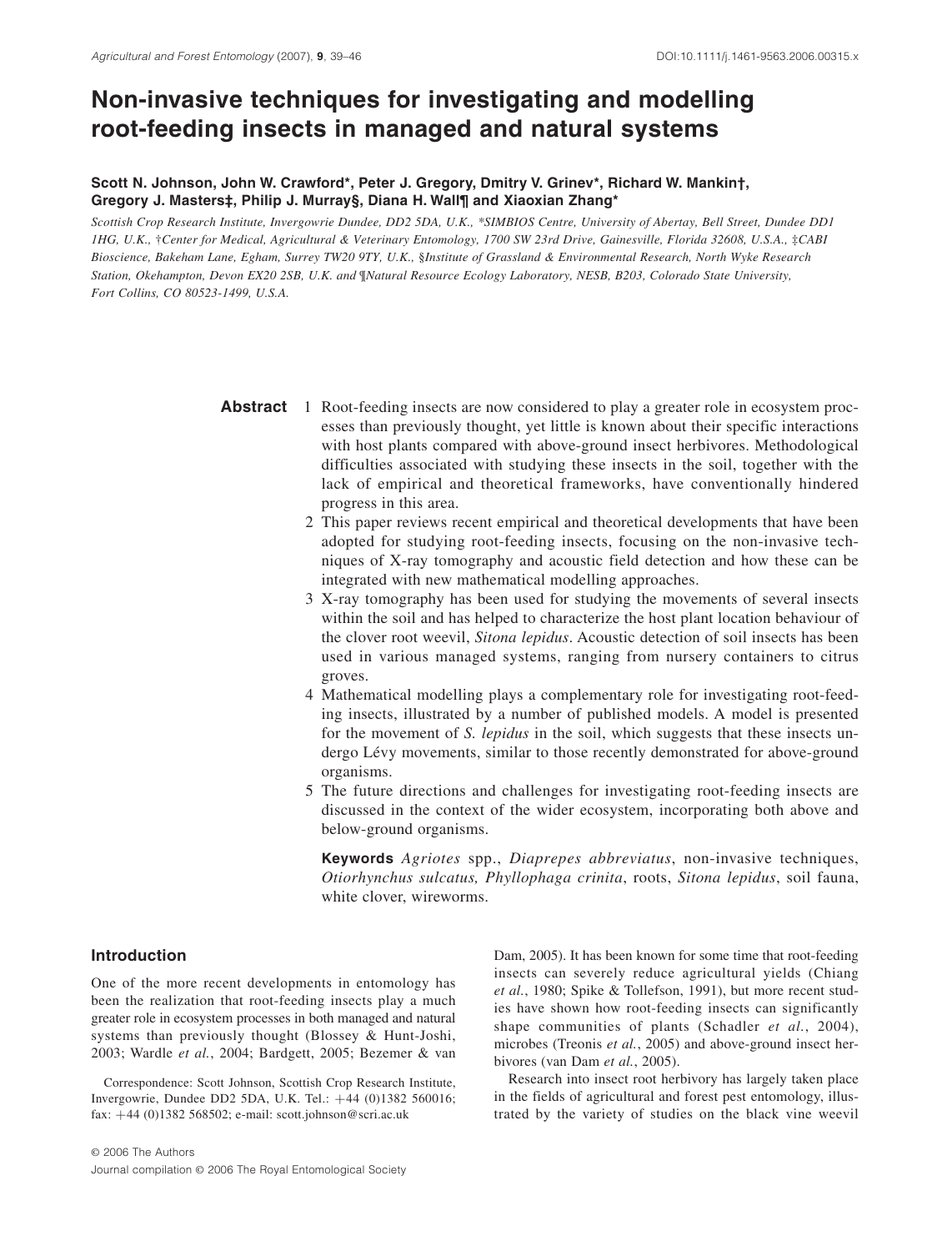// Agricultural and Forest Entomology (2007), 9, 39–46 — header omitted

# Non-invasive techniques for investigating and modelling root-feeding insects in managed and natural systems

**Scott N. Johnson, John W. Crawford\*, Peter J. Gregory, Dmitry V. Grinev\*, Richard W. Mankin†, Gregory J. Masters‡, Philip J. Murray§, Diana H. Wall¶ and Xiaoxian Zhang\***

*Scottish Crop Research Institute, Invergowrie Dundee, DD2 5DA, U.K., \*SIMBIOS Centre, University of Abertay, Bell Street, Dundee DD1 1HG, U.K., †Center for Medical, Agricultural & Veterinary Entomology, 1700 SW 23rd Drive, Gainesville, Florida 32608, U.S.A., ‡CABI Bioscience, Bakeham Lane, Egham, Surrey TW20 9TY, U.K., §Institute of Grassland & Environmental Research, North Wyke Research Station, Okehampton, Devon EX20 2SB, U.K. and ¶Natural Resource Ecology Laboratory, NESB, B203, Colorado State University, Fort Collins, CO 80523-1499, U.S.A.*

**Abstract**

1. Root-feeding insects are now considered to play a greater role in ecosystem processes than previously thought, yet little is known about their specific interactions with host plants compared with above-ground insect herbivores. Methodological difficulties associated with studying these insects in the soil, together with the lack of empirical and theoretical frameworks, have conventionally hindered progress in this area.
2. This paper reviews recent empirical and theoretical developments that have been adopted for studying root-feeding insects, focusing on the non-invasive techniques of X-ray tomography and acoustic field detection and how these can be integrated with new mathematical modelling approaches.
3. X-ray tomography has been used for studying the movements of several insects within the soil and has helped to characterize the host plant location behaviour of the clover root weevil, *Sitona lepidus*. Acoustic detection of soil insects has been used in various managed systems, ranging from nursery containers to citrus groves.
4. Mathematical modelling plays a complementary role for investigating root-feeding insects, illustrated by a number of published models. A model is presented for the movement of *S. lepidus* in the soil, which suggests that these insects undergo Lévy movements, similar to those recently demonstrated for above-ground organisms.
5. The future directions and challenges for investigating root-feeding insects are discussed in the context of the wider ecosystem, incorporating both above and below-ground organisms.

**Keywords** *Agriotes* spp., *Diaprepes abbreviatus*, non-invasive techniques, *Otiorhynchus sulcatus, Phyllophaga crinita*, roots, *Sitona lepidus*, soil fauna, white clover, wireworms.

## Introduction

One of the more recent developments in entomology has been the realization that root-feeding insects play a much greater role in ecosystem processes in both managed and natural systems than previously thought (Blossey & Hunt-Joshi, 2003; Wardle *et al.*, 2004; Bardgett, 2005; Bezemer & van Dam, 2005). It has been known for some time that root-feeding insects can severely reduce agricultural yields (Chiang *et al.*, 1980; Spike & Tollefson, 1991), but more recent studies have shown how root-feeding insects can significantly shape communities of plants (Schadler *et al.*, 2004), microbes (Treonis *et al.*, 2005) and above-ground insect herbivores (van Dam *et al.*, 2005).

Research into insect root herbivory has largely taken place in the fields of agricultural and forest pest entomology, illustrated by the variety of studies on the black vine weevil

Correspondence: Scott Johnson, Scottish Crop Research Institute, Invergowrie, Dundee DD2 5DA, U.K. Tel.: +44 (0)1382 560016; fax: +44 (0)1382 568502; e-mail: scott.johnson@scri.ac.uk

© 2006 The Authors
Journal compilation © 2006 The Royal Entomological Society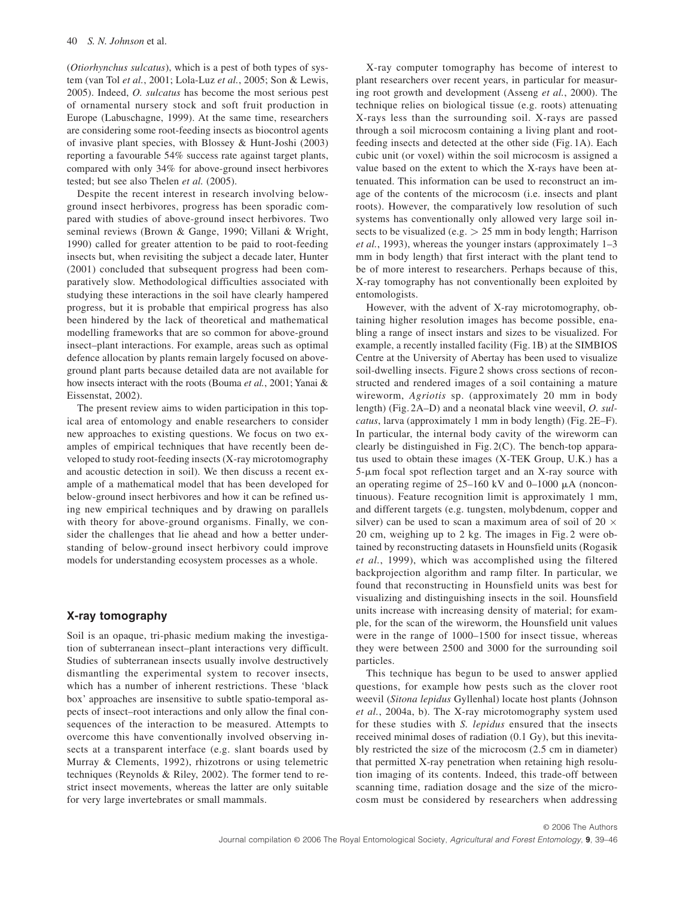(*Otiorhynchus sulcatus*), which is a pest of both types of system (van Tol *et al.*, 2001; Lola-Luz *et al.*, 2005; Son & Lewis, 2005). Indeed, *O. sulcatus* has become the most serious pest of ornamental nursery stock and soft fruit production in Europe (Labuschagne, 1999). At the same time, researchers are considering some root-feeding insects as biocontrol agents of invasive plant species, with Blossey & Hunt-Joshi (2003) reporting a favourable 54% success rate against target plants, compared with only 34% for above-ground insect herbivores tested; but see also Thelen *et al.* (2005).

Despite the recent interest in research involving below-ground insect herbivores, progress has been sporadic compared with studies of above-ground insect herbivores. Two seminal reviews (Brown & Gange, 1990; Villani & Wright, 1990) called for greater attention to be paid to root-feeding insects but, when revisiting the subject a decade later, Hunter (2001) concluded that subsequent progress had been comparatively slow. Methodological difficulties associated with studying these interactions in the soil have clearly hampered progress, but it is probable that empirical progress has also been hindered by the lack of theoretical and mathematical modelling frameworks that are so common for above-ground insect–plant interactions. For example, areas such as optimal defence allocation by plants remain largely focused on above-ground plant parts because detailed data are not available for how insects interact with the roots (Bouma *et al.*, 2001; Yanai & Eissenstat, 2002).

The present review aims to widen participation in this topical area of entomology and enable researchers to consider new approaches to existing questions. We focus on two examples of empirical techniques that have recently been developed to study root-feeding insects (X-ray microtomography and acoustic detection in soil). We then discuss a recent example of a mathematical model that has been developed for below-ground insect herbivores and how it can be refined using new empirical techniques and by drawing on parallels with theory for above-ground organisms. Finally, we consider the challenges that lie ahead and how a better understanding of below-ground insect herbivory could improve models for understanding ecosystem processes as a whole.

## X-ray tomography

Soil is an opaque, tri-phasic medium making the investigation of subterranean insect–plant interactions very difficult. Studies of subterranean insects usually involve destructively dismantling the experimental system to recover insects, which has a number of inherent restrictions. These 'black box' approaches are insensitive to subtle spatio-temporal aspects of insect–root interactions and only allow the final consequences of the interaction to be measured. Attempts to overcome this have conventionally involved observing insects at a transparent interface (e.g. slant boards used by Murray & Clements, 1992), rhizotrons or using telemetric techniques (Reynolds & Riley, 2002). The former tend to restrict insect movements, whereas the latter are only suitable for very large invertebrates or small mammals.

X-ray computer tomography has become of interest to plant researchers over recent years, in particular for measuring root growth and development (Asseng *et al.*, 2000). The technique relies on biological tissue (e.g. roots) attenuating X-rays less than the surrounding soil. X-rays are passed through a soil microcosm containing a living plant and root-feeding insects and detected at the other side (Fig. 1A). Each cubic unit (or voxel) within the soil microcosm is assigned a value based on the extent to which the X-rays have been attenuated. This information can be used to reconstruct an image of the contents of the microcosm (i.e. insects and plant roots). However, the comparatively low resolution of such systems has conventionally only allowed very large soil insects to be visualized (e.g. > 25 mm in body length; Harrison *et al.*, 1993), whereas the younger instars (approximately 1–3 mm in body length) that first interact with the plant tend to be of more interest to researchers. Perhaps because of this, X-ray tomography has not conventionally been exploited by entomologists.

However, with the advent of X-ray microtomography, obtaining higher resolution images has become possible, enabling a range of insect instars and sizes to be visualized. For example, a recently installed facility (Fig. 1B) at the SIMBIOS Centre at the University of Abertay has been used to visualize soil-dwelling insects. Figure 2 shows cross sections of reconstructed and rendered images of a soil containing a mature wireworm, *Agriotis* sp. (approximately 20 mm in body length) (Fig. 2A–D) and a neonatal black vine weevil, *O. sulcatus*, larva (approximately 1 mm in body length) (Fig. 2E–F). In particular, the internal body cavity of the wireworm can clearly be distinguished in Fig. 2(C). The bench-top apparatus used to obtain these images (X-TEK Group, U.K.) has a 5-μm focal spot reflection target and an X-ray source with an operating regime of 25–160 kV and 0–1000 μA (noncontinuous). Feature recognition limit is approximately 1 mm, and different targets (e.g. tungsten, molybdenum, copper and silver) can be used to scan a maximum area of soil of 20 × 20 cm, weighing up to 2 kg. The images in Fig. 2 were obtained by reconstructing datasets in Hounsfield units (Rogasik *et al.*, 1999), which was accomplished using the filtered backprojection algorithm and ramp filter. In particular, we found that reconstructing in Hounsfield units was best for visualizing and distinguishing insects in the soil. Hounsfield units increase with increasing density of material; for example, for the scan of the wireworm, the Hounsfield unit values were in the range of 1000–1500 for insect tissue, whereas they were between 2500 and 3000 for the surrounding soil particles.

This technique has begun to be used to answer applied questions, for example how pests such as the clover root weevil (*Sitona lepidus* Gyllenhal) locate host plants (Johnson *et al.*, 2004a, b). The X-ray microtomography system used for these studies with *S. lepidus* ensured that the insects received minimal doses of radiation (0.1 Gy), but this inevitably restricted the size of the microcosm (2.5 cm in diameter) that permitted X-ray penetration when retaining high resolution imaging of its contents. Indeed, this trade-off between scanning time, radiation dosage and the size of the microcosm must be considered by researchers when addressing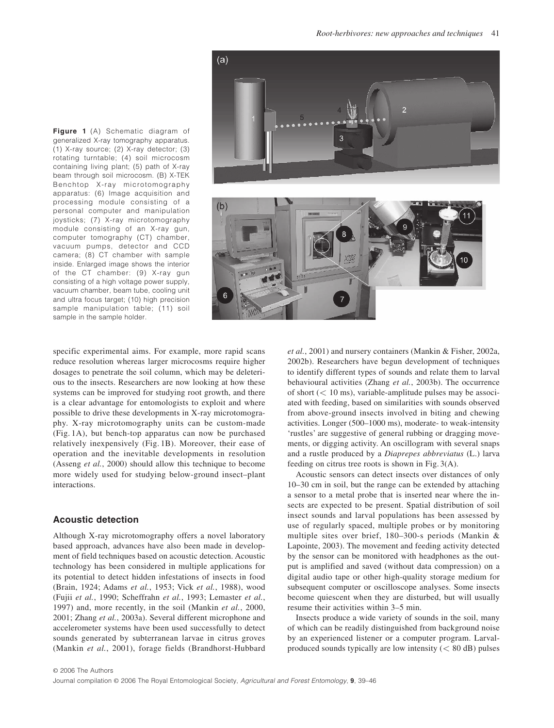**Figure 1** (A) Schematic diagram of generalized X-ray tomography apparatus. (1) X-ray source; (2) X-ray detector; (3) rotating turntable; (4) soil microcosm containing living plant; (5) path of X-ray beam through soil microcosm. (B) X-TEK Benchtop X-ray microtomography apparatus: (6) Image acquisition and processing module consisting of a personal computer and manipulation joysticks; (7) X-ray microtomography module consisting of an X-ray gun, computer tomography (CT) chamber, vacuum pumps, detector and CCD camera; (8) CT chamber with sample inside. Enlarged image shows the interior of the CT chamber: (9) X-ray gun consisting of a high voltage power supply, vacuum chamber, beam tube, cooling unit and ultra focus target; (10) high precision sample manipulation table; (11) soil sample in the sample holder.

specific experimental aims. For example, more rapid scans reduce resolution whereas larger microcosms require higher dosages to penetrate the soil column, which may be deleterious to the insects. Researchers are now looking at how these systems can be improved for studying root growth, and there is a clear advantage for entomologists to exploit and where possible to drive these developments in X-ray microtomography. X-ray microtomography units can be custom-made (Fig. 1A), but bench-top apparatus can now be purchased relatively inexpensively (Fig. 1B). Moreover, their ease of operation and the inevitable developments in resolution (Asseng *et al.*, 2000) should allow this technique to become more widely used for studying below-ground insect–plant interactions.

## Acoustic detection

Although X-ray microtomography offers a novel laboratory based approach, advances have also been made in development of field techniques based on acoustic detection. Acoustic technology has been considered in multiple applications for its potential to detect hidden infestations of insects in food (Brain, 1924; Adams *et al.*, 1953; Vick *et al.*, 1988), wood (Fujii *et al.*, 1990; Scheffrahn *et al.*, 1993; Lemaster *et al.*, 1997) and, more recently, in the soil (Mankin *et al.*, 2000, 2001; Zhang *et al.*, 2003a). Several different microphone and accelerometer systems have been used successfully to detect sounds generated by subterranean larvae in citrus groves (Mankin *et al.*, 2001), forage fields (Brandhorst-Hubbard *et al.*, 2001) and nursery containers (Mankin & Fisher, 2002a, 2002b). Researchers have begun development of techniques to identify different types of sounds and relate them to larval behavioural activities (Zhang *et al.*, 2003b). The occurrence of short (< 10 ms), variable-amplitude pulses may be associated with feeding, based on similarities with sounds observed from above-ground insects involved in biting and chewing activities. Longer (500–1000 ms), moderate- to weak-intensity 'rustles' are suggestive of general rubbing or dragging movements, or digging activity. An oscillogram with several snaps and a rustle produced by a *Diaprepes abbreviatus* (L.) larva feeding on citrus tree roots is shown in Fig. 3(A).

Acoustic sensors can detect insects over distances of only 10–30 cm in soil, but the range can be extended by attaching a sensor to a metal probe that is inserted near where the insects are expected to be present. Spatial distribution of soil insect sounds and larval populations has been assessed by use of regularly spaced, multiple probes or by monitoring multiple sites over brief, 180–300-s periods (Mankin & Lapointe, 2003). The movement and feeding activity detected by the sensor can be monitored with headphones as the output is amplified and saved (without data compression) on a digital audio tape or other high-quality storage medium for subsequent computer or oscilloscope analyses. Some insects become quiescent when they are disturbed, but will usually resume their activities within 3–5 min.

Insects produce a wide variety of sounds in the soil, many of which can be readily distinguished from background noise by an experienced listener or a computer program. Larval-produced sounds typically are low intensity (< 80 dB) pulses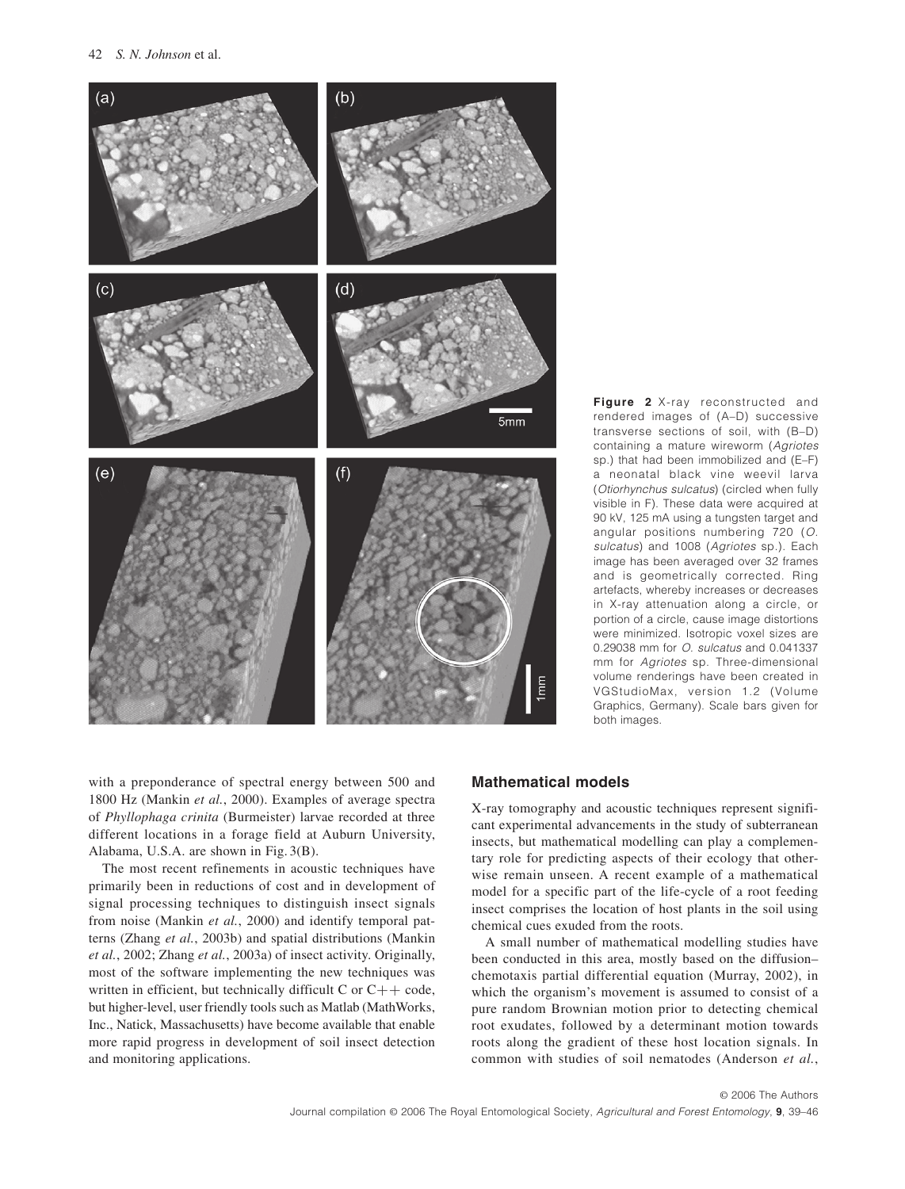**Figure 2** X-ray reconstructed and rendered images of (A–D) successive transverse sections of soil, with (B–D) containing a mature wireworm (*Agriotes* sp.) that had been immobilized and (E–F) a neonatal black vine weevil larva (*Otiorhynchus sulcatus*) (circled when fully visible in F). These data were acquired at 90 kV, 125 mA using a tungsten target and angular positions numbering 720 (*O. sulcatus*) and 1008 (*Agriotes* sp.). Each image has been averaged over 32 frames and is geometrically corrected. Ring artefacts, whereby increases or decreases in X-ray attenuation along a circle, or portion of a circle, cause image distortions were minimized. Isotropic voxel sizes are 0.29038 mm for *O. sulcatus* and 0.041337 mm for *Agriotes* sp. Three-dimensional volume renderings have been created in VGStudioMax, version 1.2 (Volume Graphics, Germany). Scale bars given for both images.

with a preponderance of spectral energy between 500 and 1800 Hz (Mankin *et al.*, 2000). Examples of average spectra of *Phyllophaga crinita* (Burmeister) larvae recorded at three different locations in a forage field at Auburn University, Alabama, U.S.A. are shown in Fig. 3(B).

The most recent refinements in acoustic techniques have primarily been in reductions of cost and in development of signal processing techniques to distinguish insect signals from noise (Mankin *et al.*, 2000) and identify temporal patterns (Zhang *et al.*, 2003b) and spatial distributions (Mankin *et al.*, 2002; Zhang *et al.*, 2003a) of insect activity. Originally, most of the software implementing the new techniques was written in efficient, but technically difficult C or C++ code, but higher-level, user friendly tools such as Matlab (MathWorks, Inc., Natick, Massachusetts) have become available that enable more rapid progress in development of soil insect detection and monitoring applications.

## Mathematical models

X-ray tomography and acoustic techniques represent significant experimental advancements in the study of subterranean insects, but mathematical modelling can play a complementary role for predicting aspects of their ecology that otherwise remain unseen. A recent example of a mathematical model for a specific part of the life-cycle of a root feeding insect comprises the location of host plants in the soil using chemical cues exuded from the roots.

A small number of mathematical modelling studies have been conducted in this area, mostly based on the diffusion–chemotaxis partial differential equation (Murray, 2002), in which the organism's movement is assumed to consist of a pure random Brownian motion prior to detecting chemical root exudates, followed by a determinant motion towards roots along the gradient of these host location signals. In common with studies of soil nematodes (Anderson *et al.*,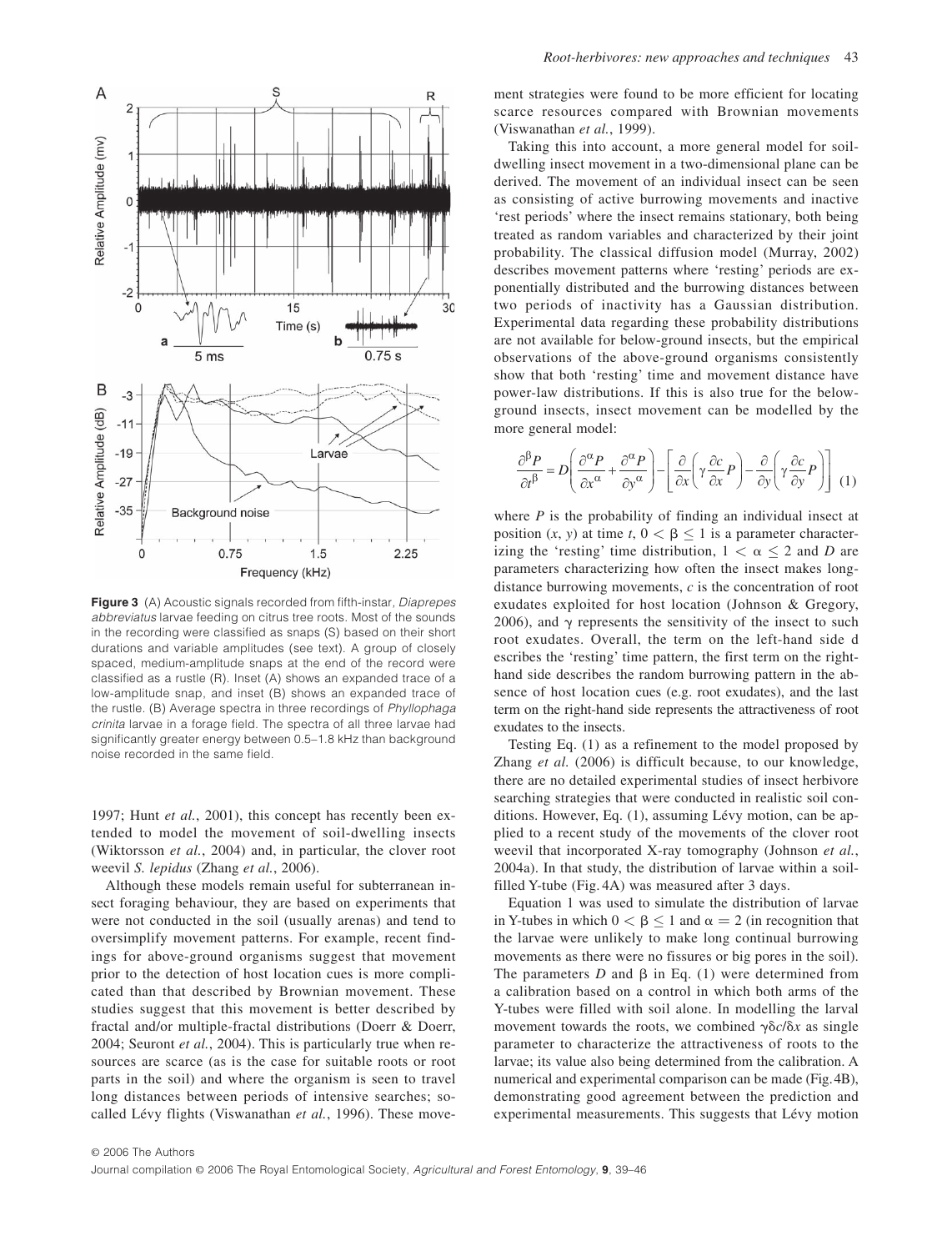**Figure 3** (A) Acoustic signals recorded from fifth-instar, *Diaprepes abbreviatus* larvae feeding on citrus tree roots. Most of the sounds in the recording were classified as snaps (S) based on their short durations and variable amplitudes (see text). A group of closely spaced, medium-amplitude snaps at the end of the record were classified as a rustle (R). Inset (A) shows an expanded trace of a low-amplitude snap, and inset (B) shows an expanded trace of the rustle. (B) Average spectra in three recordings of *Phyllophaga crinita* larvae in a forage field. The spectra of all three larvae had significantly greater energy between 0.5–1.8 kHz than background noise recorded in the same field.

1997; Hunt *et al.*, 2001), this concept has recently been extended to model the movement of soil-dwelling insects (Wiktorsson *et al.*, 2004) and, in particular, the clover root weevil *S. lepidus* (Zhang *et al.*, 2006).

Although these models remain useful for subterranean insect foraging behaviour, they are based on experiments that were not conducted in the soil (usually arenas) and tend to oversimplify movement patterns. For example, recent findings for above-ground organisms suggest that movement prior to the detection of host location cues is more complicated than that described by Brownian movement. These studies suggest that this movement is better described by fractal and/or multiple-fractal distributions (Doerr & Doerr, 2004; Seuront *et al.*, 2004). This is particularly true when resources are scarce (as is the case for suitable roots or root parts in the soil) and where the organism is seen to travel long distances between periods of intensive searches; so-called Lévy flights (Viswanathan *et al.*, 1996). These movement strategies were found to be more efficient for locating scarce resources compared with Brownian movements (Viswanathan *et al.*, 1999).

Taking this into account, a more general model for soil-dwelling insect movement in a two-dimensional plane can be derived. The movement of an individual insect can be seen as consisting of active burrowing movements and inactive 'rest periods' where the insect remains stationary, both being treated as random variables and characterized by their joint probability. The classical diffusion model (Murray, 2002) describes movement patterns where 'resting' periods are exponentially distributed and the burrowing distances between two periods of inactivity has a Gaussian distribution. Experimental data regarding these probability distributions are not available for below-ground insects, but the empirical observations of the above-ground organisms consistently show that both 'resting' time and movement distance have power-law distributions. If this is also true for the below-ground insects, insect movement can be modelled by the more general model:

$$\frac{\partial^{\beta} P}{\partial t^{\beta}} = D\left(\frac{\partial^{\alpha} P}{\partial x^{\alpha}} + \frac{\partial^{\alpha} P}{\partial y^{\alpha}}\right) - \left[\frac{\partial}{\partial x}\left(\gamma \frac{\partial c}{\partial x} P\right) - \frac{\partial}{\partial y}\left(\gamma \frac{\partial c}{\partial y} P\right)\right] \quad (1)$$

where $P$ is the probability of finding an individual insect at position $(x, y)$ at time $t$, $0 < \beta \leq 1$ is a parameter characterizing the 'resting' time distribution, $1 < \alpha \leq 2$ and $D$ are parameters characterizing how often the insect makes long-distance burrowing movements, $c$ is the concentration of root exudates exploited for host location (Johnson & Gregory, 2006), and $\gamma$ represents the sensitivity of the insect to such root exudates. Overall, the term on the left-hand side d escribes the 'resting' time pattern, the first term on the right-hand side describes the random burrowing pattern in the absence of host location cues (e.g. root exudates), and the last term on the right-hand side represents the attractiveness of root exudates to the insects.

Testing Eq. (1) as a refinement to the model proposed by Zhang *et al.* (2006) is difficult because, to our knowledge, there are no detailed experimental studies of insect herbivore searching strategies that were conducted in realistic soil conditions. However, Eq. (1), assuming Lévy motion, can be applied to a recent study of the movements of the clover root weevil that incorporated X-ray tomography (Johnson *et al.*, 2004a). In that study, the distribution of larvae within a soil-filled Y-tube (Fig. 4A) was measured after 3 days.

Equation 1 was used to simulate the distribution of larvae in Y-tubes in which $0 < \beta \leq 1$ and $\alpha = 2$ (in recognition that the larvae were unlikely to make long continual burrowing movements as there were no fissures or big pores in the soil). The parameters $D$ and $\beta$ in Eq. (1) were determined from a calibration based on a control in which both arms of the Y-tubes were filled with soil alone. In modelling the larval movement towards the roots, we combined $\gamma\delta c/\delta x$ as single parameter to characterize the attractiveness of roots to the larvae; its value also being determined from the calibration. A numerical and experimental comparison can be made (Fig. 4B), demonstrating good agreement between the prediction and experimental measurements. This suggests that Lévy motion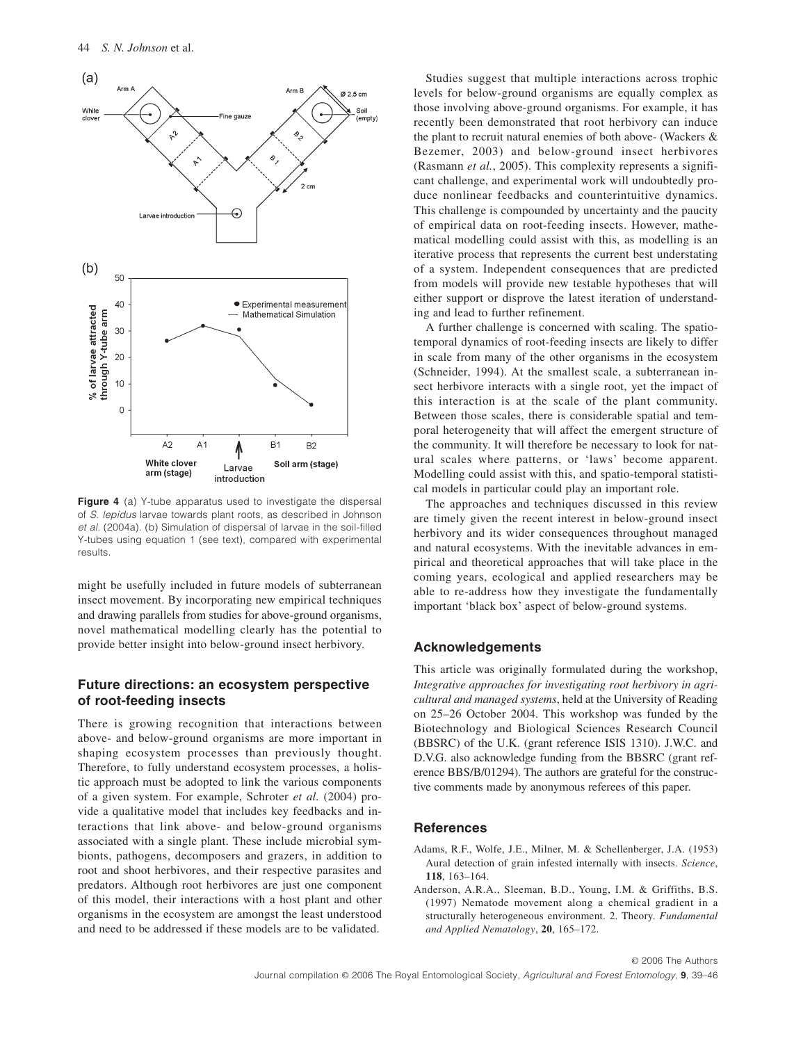**Figure 4** (a) Y-tube apparatus used to investigate the dispersal of *S. lepidus* larvae towards plant roots, as described in Johnson *et al.* (2004a). (b) Simulation of dispersal of larvae in the soil-filled Y-tubes using equation 1 (see text), compared with experimental results.

might be usefully included in future models of subterranean insect movement. By incorporating new empirical techniques and drawing parallels from studies for above-ground organisms, novel mathematical modelling clearly has the potential to provide better insight into below-ground insect herbivory.

## Future directions: an ecosystem perspective of root-feeding insects

There is growing recognition that interactions between above- and below-ground organisms are more important in shaping ecosystem processes than previously thought. Therefore, to fully understand ecosystem processes, a holistic approach must be adopted to link the various components of a given system. For example, Schroter *et al.* (2004) provide a qualitative model that includes key feedbacks and interactions that link above- and below-ground organisms associated with a single plant. These include microbial symbionts, pathogens, decomposers and grazers, in addition to root and shoot herbivores, and their respective parasites and predators. Although root herbivores are just one component of this model, their interactions with a host plant and other organisms in the ecosystem are amongst the least understood and need to be addressed if these models are to be validated.

Studies suggest that multiple interactions across trophic levels for below-ground organisms are equally complex as those involving above-ground organisms. For example, it has recently been demonstrated that root herbivory can induce the plant to recruit natural enemies of both above- (Wackers & Bezemer, 2003) and below-ground insect herbivores (Rasmann *et al.*, 2005). This complexity represents a significant challenge, and experimental work will undoubtedly produce nonlinear feedbacks and counterintuitive dynamics. This challenge is compounded by uncertainty and the paucity of empirical data on root-feeding insects. However, mathematical modelling could assist with this, as modelling is an iterative process that represents the current best understating of a system. Independent consequences that are predicted from models will provide new testable hypotheses that will either support or disprove the latest iteration of understanding and lead to further refinement.

A further challenge is concerned with scaling. The spatio-temporal dynamics of root-feeding insects are likely to differ in scale from many of the other organisms in the ecosystem (Schneider, 1994). At the smallest scale, a subterranean insect herbivore interacts with a single root, yet the impact of this interaction is at the scale of the plant community. Between those scales, there is considerable spatial and temporal heterogeneity that will affect the emergent structure of the community. It will therefore be necessary to look for natural scales where patterns, or 'laws' become apparent. Modelling could assist with this, and spatio-temporal statistical models in particular could play an important role.

The approaches and techniques discussed in this review are timely given the recent interest in below-ground insect herbivory and its wider consequences throughout managed and natural ecosystems. With the inevitable advances in empirical and theoretical approaches that will take place in the coming years, ecological and applied researchers may be able to re-address how they investigate the fundamentally important 'black box' aspect of below-ground systems.

## Acknowledgements

This article was originally formulated during the workshop, *Integrative approaches for investigating root herbivory in agricultural and managed systems*, held at the University of Reading on 25–26 October 2004. This workshop was funded by the Biotechnology and Biological Sciences Research Council (BBSRC) of the U.K. (grant reference ISIS 1310). J.W.C. and D.V.G. also acknowledge funding from the BBSRC (grant reference BBS/B/01294). The authors are grateful for the constructive comments made by anonymous referees of this paper.

## References

Adams, R.F., Wolfe, J.E., Milner, M. & Schellenberger, J.A. (1953) Aural detection of grain infested internally with insects. *Science*, **118**, 163–164.

Anderson, A.R.A., Sleeman, B.D., Young, I.M. & Griffiths, B.S. (1997) Nematode movement along a chemical gradient in a structurally heterogeneous environment. 2. Theory. *Fundamental and Applied Nematology*, **20**, 165–172.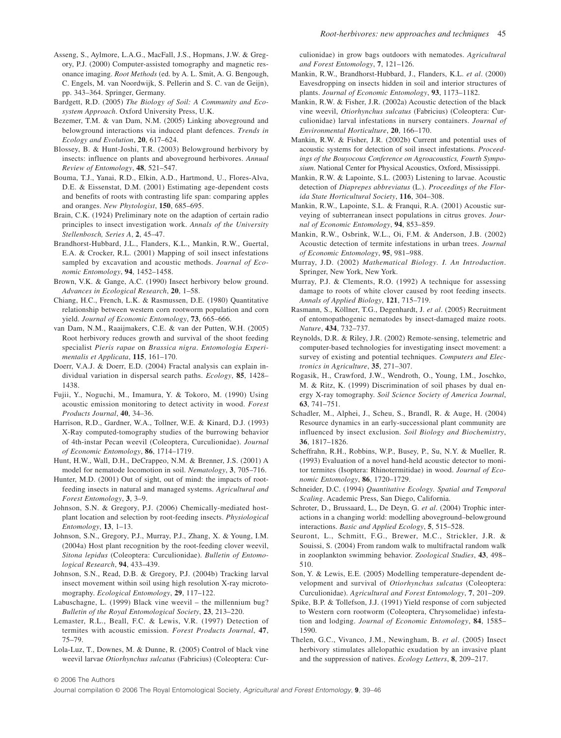Asseng, S., Aylmore, L.A.G., MacFall, J.S., Hopmans, J.W. & Gregory, P.J. (2000) Computer-assisted tomography and magnetic resonance imaging. *Root Methods* (ed. by A. L. Smit, A. G. Bengough, C. Engels, M. van Noordwijk, S. Pellerin and S. C. van de Geijn), pp. 343–364. Springer, Germany.

Bardgett, R.D. (2005) *The Biology of Soil: A Community and Ecosystem Approach*. Oxford University Press, U.K.

Bezemer, T.M. & van Dam, N.M. (2005) Linking aboveground and belowground interactions via induced plant defences. *Trends in Ecology and Evolution*, **20**, 617–624.

Blossey, B. & Hunt-Joshi, T.R. (2003) Belowground herbivory by insects: influence on plants and aboveground herbivores. *Annual Review of Entomology*, **48**, 521–547.

Bouma, T.J., Yanai, R.D., Elkin, A.D., Hartmond, U., Flores-Alva, D.E. & Eissenstat, D.M. (2001) Estimating age-dependent costs and benefits of roots with contrasting life span: comparing apples and oranges. *New Phytologist*, **150**, 685–695.

Brain, C.K. (1924) Preliminary note on the adaption of certain radio principles to insect investigation work. *Annals of the University Stellenbosch, Series A*, **2**, 45–47.

Brandhorst-Hubbard, J.L., Flanders, K.L., Mankin, R.W., Guertal, E.A. & Crocker, R.L. (2001) Mapping of soil insect infestations sampled by excavation and acoustic methods. *Journal of Economic Entomology*, **94**, 1452–1458.

Brown, V.K. & Gange, A.C. (1990) Insect herbivory below ground. *Advances in Ecological Research*, **20**, 1–58.

Chiang, H.C., French, L.K. & Rasmussen, D.E. (1980) Quantitative relationship between western corn rootworm population and corn yield. *Journal of Economic Entomology*, **73**, 665–666.

van Dam, N.M., Raaijmakers, C.E. & van der Putten, W.H. (2005) Root herbivory reduces growth and survival of the shoot feeding specialist *Pieris rapae* on *Brassica nigra*. *Entomologia Experimentalis et Applicata*, **115**, 161–170.

Doerr, V.A.J. & Doerr, E.D. (2004) Fractal analysis can explain individual variation in dispersal search paths. *Ecology*, **85**, 1428–1438.

Fujii, Y., Noguchi, M., Imamura, Y. & Tokoro, M. (1990) Using acoustic emission monitoring to detect activity in wood. *Forest Products Journal*, **40**, 34–36.

Harrison, R.D., Gardner, W.A., Tollner, W.E. & Kinard, D.J. (1993) X-Ray computed-tomography studies of the burrowing behavior of 4th-instar Pecan weevil (Coleoptera, Curculionidae). *Journal of Economic Entomology*, **86**, 1714–1719.

Hunt, H.W., Wall, D.H., DeCrappeo, N.M. & Brenner, J.S. (2001) A model for nematode locomotion in soil. *Nematology*, **3**, 705–716.

Hunter, M.D. (2001) Out of sight, out of mind: the impacts of root-feeding insects in natural and managed systems. *Agricultural and Forest Entomology*, **3**, 3–9.

Johnson, S.N. & Gregory, P.J. (2006) Chemically-mediated host-plant location and selection by root-feeding insects. *Physiological Entomology*, **13**, 1–13.

Johnson, S.N., Gregory, P.J., Murray, P.J., Zhang, X. & Young, I.M. (2004a) Host plant recognition by the root-feeding clover weevil, *Sitona lepidus* (Coleoptera: Curculionidae). *Bulletin of Entomological Research*, **94**, 433–439.

Johnson, S.N., Read, D.B. & Gregory, P.J. (2004b) Tracking larval insect movement within soil using high resolution X-ray microtomography. *Ecological Entomology*, **29**, 117–122.

Labuschagne, L. (1999) Black vine weevil – the millennium bug? *Bulletin of the Royal Entomological Society*, **23**, 213–220.

Lemaster, R.L., Beall, F.C. & Lewis, V.R. (1997) Detection of termites with acoustic emission. *Forest Products Journal*, **47**, 75–79.

Lola-Luz, T., Downes, M. & Dunne, R. (2005) Control of black vine weevil larvae *Otiorhynchus sulcatus* (Fabricius) (Coleoptera: Curculionidae) in grow bags outdoors with nematodes. *Agricultural and Forest Entomology*, **7**, 121–126.

Mankin, R.W., Brandhorst-Hubbard, J., Flanders, K.L. *et al*. (2000) Eavesdropping on insects hidden in soil and interior structures of plants. *Journal of Economic Entomology*, **93**, 1173–1182.

Mankin, R.W. & Fisher, J.R. (2002a) Acoustic detection of the black vine weevil, *Otiorhynchus sulcatus* (Fabricius) (Coleoptera: Curculionidae) larval infestations in nursery containers. *Journal of Environmental Horticulture*, **20**, 166–170.

Mankin, R.W. & Fisher, J.R. (2002b) Current and potential uses of acoustic systems for detection of soil insect infestations. *Proceedings of the Bouyocous Conference on Agroacoustics, Fourth Symposium*. National Center for Physical Acoustics, Oxford, Mississippi.

Mankin, R.W. & Lapointe, S.L. (2003) Listening to larvae. Acoustic detection of *Diaprepes abbreviatus* (L.). *Proceedings of the Florida State Horticultural Society*, **116**, 304–308.

Mankin, R.W., Lapointe, S.L. & Franqui, R.A. (2001) Acoustic surveying of subterranean insect populations in citrus groves. *Journal of Economic Entomology*, **94**, 853–859.

Mankin, R.W., Osbrink, W.L., Oi, F.M. & Anderson, J.B. (2002) Acoustic detection of termite infestations in urban trees. *Journal of Economic Entomology*, **95**, 981–988.

Murray, J.D. (2002) *Mathematical Biology. I. An Introduction*. Springer, New York, New York.

Murray, P.J. & Clements, R.O. (1992) A technique for assessing damage to roots of white clover caused by root feeding insects. *Annals of Applied Biology*, **121**, 715–719.

Rasmann, S., Köllner, T.G., Degenhardt, J. *et al*. (2005) Recruitment of entomopathogenic nematodes by insect-damaged maize roots. *Nature*, **434**, 732–737.

Reynolds, D.R. & Riley, J.R. (2002) Remote-sensing, telemetric and computer-based technologies for investigating insect movement: a survey of existing and potential techniques. *Computers and Electronics in Agriculture*, **35**, 271–307.

Rogasik, H., Crawford, J.W., Wendroth, O., Young, I.M., Joschko, M. & Ritz, K. (1999) Discrimination of soil phases by dual energy X-ray tomography. *Soil Science Society of America Journal*, **63**, 741–751.

Schadler, M., Alphei, J., Scheu, S., Brandl, R. & Auge, H. (2004) Resource dynamics in an early-successional plant community are influenced by insect exclusion. *Soil Biology and Biochemistry*, **36**, 1817–1826.

Scheffrahn, R.H., Robbins, W.P., Busey, P., Su, N.Y. & Mueller, R. (1993) Evaluation of a novel hand-held acoustic detector to monitor termites (Isoptera: Rhinotermitidae) in wood. *Journal of Economic Entomology*, **86**, 1720–1729.

Schneider, D.C. (1994) *Quantitative Ecology. Spatial and Temporal Scaling*. Academic Press, San Diego, California.

Schroter, D., Brussaard, L., De Deyn, G. *et al*. (2004) Trophic interactions in a changing world: modelling aboveground–belowground interactions. *Basic and Applied Ecology*, **5**, 515–528.

Seuront, L., Schmitt, F.G., Brewer, M.C., Strickler, J.R. & Souissi, S. (2004) From random walk to multifractal random walk in zooplankton swimming behavior. *Zoological Studies*, **43**, 498–510.

Son, Y. & Lewis, E.E. (2005) Modelling temperature-dependent development and survival of *Otiorhynchus sulcatus* (Coleoptera: Curculionidae). *Agricultural and Forest Entomology*, **7**, 201–209.

Spike, B.P. & Tollefson, J.J. (1991) Yield response of corn subjected to Western corn rootworm (Coleoptera, Chrysomelidae) infestation and lodging. *Journal of Economic Entomology*, **84**, 1585–1590.

Thelen, G.C., Vivanco, J.M., Newingham, B. *et al*. (2005) Insect herbivory stimulates allelopathic exudation by an invasive plant and the suppression of natives. *Ecology Letters*, **8**, 209–217.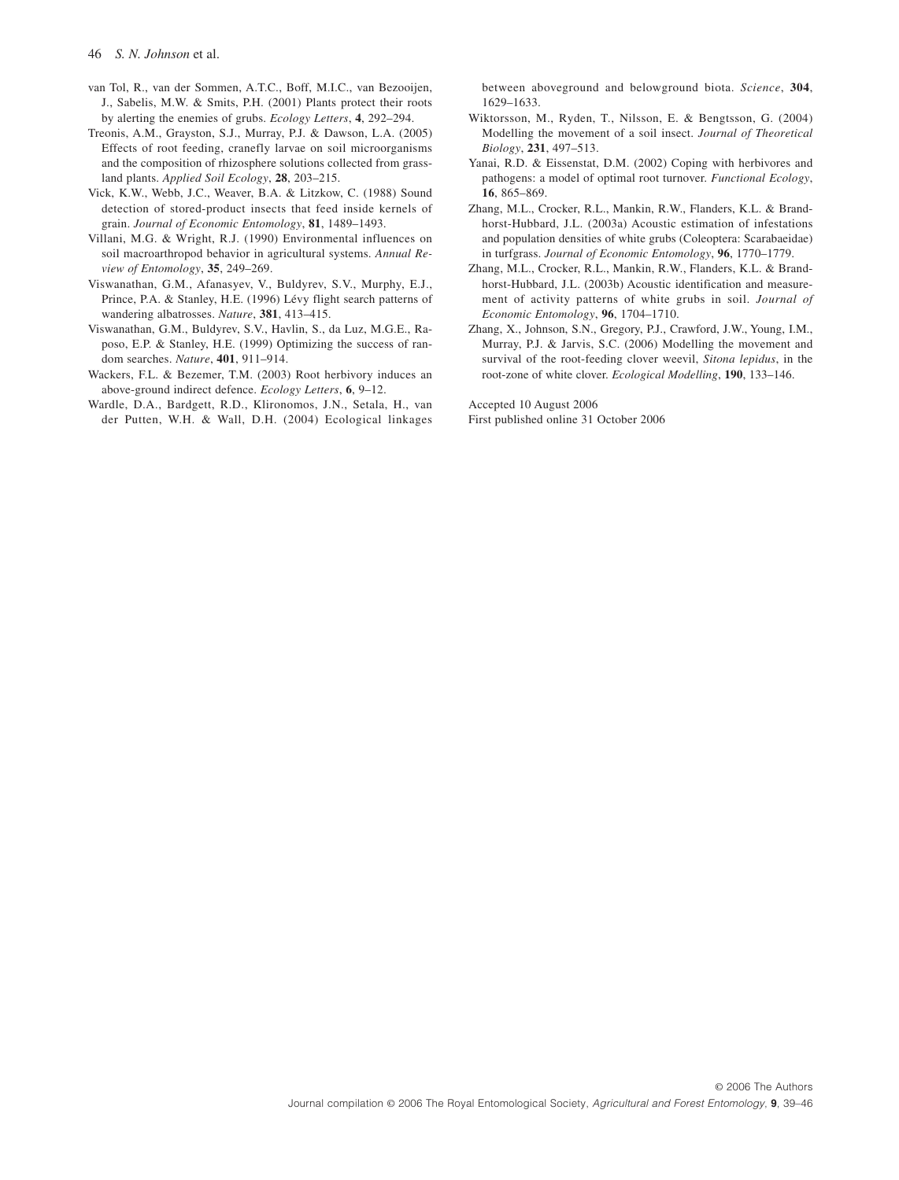van Tol, R., van der Sommen, A.T.C., Boff, M.I.C., van Bezooijen, J., Sabelis, M.W. & Smits, P.H. (2001) Plants protect their roots by alerting the enemies of grubs. *Ecology Letters*, **4**, 292–294.

Treonis, A.M., Grayston, S.J., Murray, P.J. & Dawson, L.A. (2005) Effects of root feeding, cranefly larvae on soil microorganisms and the composition of rhizosphere solutions collected from grassland plants. *Applied Soil Ecology*, **28**, 203–215.

Vick, K.W., Webb, J.C., Weaver, B.A. & Litzkow, C. (1988) Sound detection of stored-product insects that feed inside kernels of grain. *Journal of Economic Entomology*, **81**, 1489–1493.

Villani, M.G. & Wright, R.J. (1990) Environmental influences on soil macroarthropod behavior in agricultural systems. *Annual Review of Entomology*, **35**, 249–269.

Viswanathan, G.M., Afanasyev, V., Buldyrev, S.V., Murphy, E.J., Prince, P.A. & Stanley, H.E. (1996) Lévy flight search patterns of wandering albatrosses. *Nature*, **381**, 413–415.

Viswanathan, G.M., Buldyrev, S.V., Havlin, S., da Luz, M.G.E., Raposo, E.P. & Stanley, H.E. (1999) Optimizing the success of random searches. *Nature*, **401**, 911–914.

Wackers, F.L. & Bezemer, T.M. (2003) Root herbivory induces an above-ground indirect defence. *Ecology Letters*, **6**, 9–12.

Wardle, D.A., Bardgett, R.D., Klironomos, J.N., Setala, H., van der Putten, W.H. & Wall, D.H. (2004) Ecological linkages between aboveground and belowground biota. *Science*, **304**, 1629–1633.

Wiktorsson, M., Ryden, T., Nilsson, E. & Bengtsson, G. (2004) Modelling the movement of a soil insect. *Journal of Theoretical Biology*, **231**, 497–513.

Yanai, R.D. & Eissenstat, D.M. (2002) Coping with herbivores and pathogens: a model of optimal root turnover. *Functional Ecology*, **16**, 865–869.

Zhang, M.L., Crocker, R.L., Mankin, R.W., Flanders, K.L. & Brandhorst-Hubbard, J.L. (2003a) Acoustic estimation of infestations and population densities of white grubs (Coleoptera: Scarabaeidae) in turfgrass. *Journal of Economic Entomology*, **96**, 1770–1779.

Zhang, M.L., Crocker, R.L., Mankin, R.W., Flanders, K.L. & Brandhorst-Hubbard, J.L. (2003b) Acoustic identification and measurement of activity patterns of white grubs in soil. *Journal of Economic Entomology*, **96**, 1704–1710.

Zhang, X., Johnson, S.N., Gregory, P.J., Crawford, J.W., Young, I.M., Murray, P.J. & Jarvis, S.C. (2006) Modelling the movement and survival of the root-feeding clover weevil, *Sitona lepidus*, in the root-zone of white clover. *Ecological Modelling*, **190**, 133–146.

Accepted 10 August 2006
First published online 31 October 2006